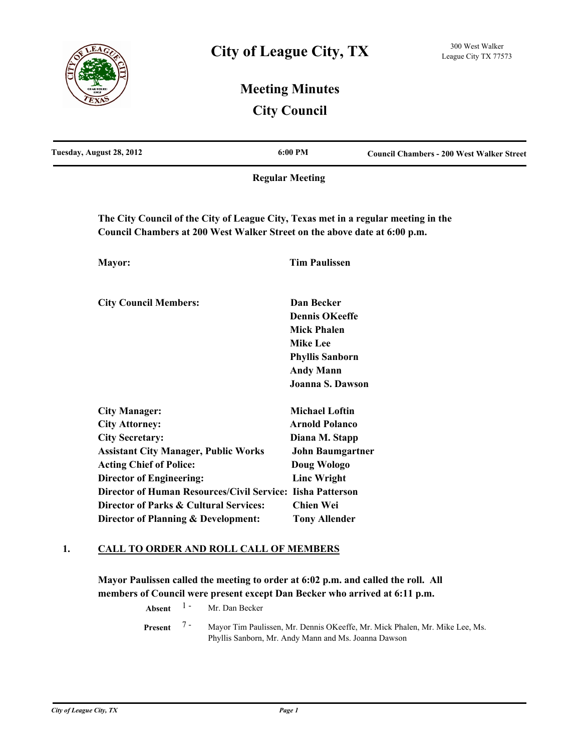# City of League City, TX

300 West Walker
League City TX 77573

## Meeting Minutes
## City Council

| Tuesday, August 28, 2012 | 6:00 PM | Council Chambers - 200 West Walker Street |
|---|---|---|

**Regular Meeting**

**The City Council of the City of League City, Texas met in a regular meeting in the Council Chambers at 200 West Walker Street on the above date at 6:00 p.m.**

| | |
|---|---|
| **Mayor:** | **Tim Paulissen** |
| **City Council Members:** | **Dan Becker** |
| | **Dennis OKeeffe** |
| | **Mick Phalen** |
| | **Mike Lee** |
| | **Phyllis Sanborn** |
| | **Andy Mann** |
| | **Joanna S. Dawson** |
| **City Manager:** | **Michael Loftin** |
| **City Attorney:** | **Arnold Polanco** |
| **City Secretary:** | **Diana M. Stapp** |
| **Assistant City Manager, Public Works** | **John Baumgartner** |
| **Acting Chief of Police:** | **Doug Wologo** |
| **Director of Engineering:** | **Linc Wright** |
| **Director of Human Resources/Civil Service:** | **Iisha Patterson** |
| **Director of Parks & Cultural Services:** | **Chien Wei** |
| **Director of Planning & Development:** | **Tony Allender** |

## 1. CALL TO ORDER AND ROLL CALL OF MEMBERS

**Mayor Paulissen called the meeting to order at 6:02 p.m. and called the roll. All members of Council were present except Dan Becker who arrived at 6:11 p.m.**

**Absent** 1 - Mr. Dan Becker

**Present** 7 - Mayor Tim Paulissen, Mr. Dennis OKeeffe, Mr. Mick Phalen, Mr. Mike Lee, Ms. Phyllis Sanborn, Mr. Andy Mann and Ms. Joanna Dawson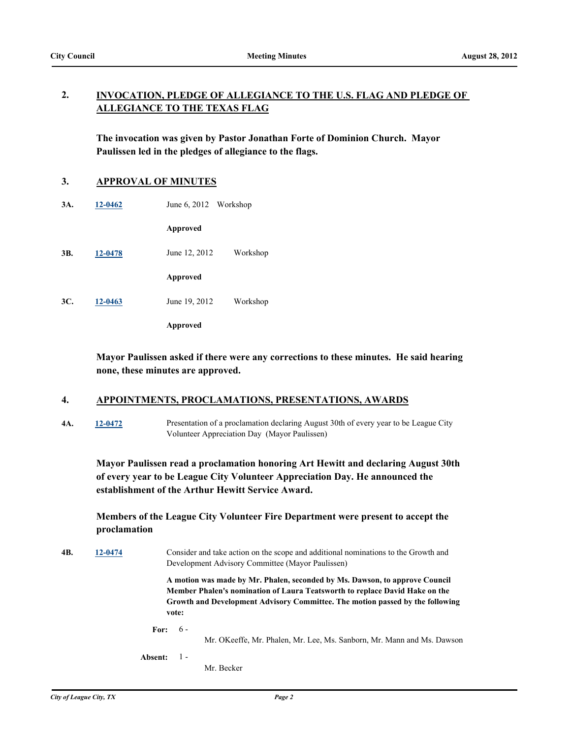## 2. INVOCATION, PLEDGE OF ALLEGIANCE TO THE U.S. FLAG AND PLEDGE OF ALLEGIANCE TO THE TEXAS FLAG

**The invocation was given by Pastor Jonathan Forte of Dominion Church. Mayor Paulissen led in the pledges of allegiance to the flags.**

## 3. APPROVAL OF MINUTES

**3A.** 12-0462 June 6, 2012 Workshop

**Approved**

**3B.** 12-0478 June 12, 2012 Workshop

**Approved**

**3C.** 12-0463 June 19, 2012 Workshop

**Approved**

**Mayor Paulissen asked if there were any corrections to these minutes. He said hearing none, these minutes are approved.**

## 4. APPOINTMENTS, PROCLAMATIONS, PRESENTATIONS, AWARDS

**4A.** 12-0472 Presentation of a proclamation declaring August 30th of every year to be League City Volunteer Appreciation Day (Mayor Paulissen)

**Mayor Paulissen read a proclamation honoring Art Hewitt and declaring August 30th of every year to be League City Volunteer Appreciation Day. He announced the establishment of the Arthur Hewitt Service Award.**

**Members of the League City Volunteer Fire Department were present to accept the proclamation**

**4B.** 12-0474 Consider and take action on the scope and additional nominations to the Growth and Development Advisory Committee (Mayor Paulissen)

**A motion was made by Mr. Phalen, seconded by Ms. Dawson, to approve Council Member Phalen's nomination of Laura Teatsworth to replace David Hake on the Growth and Development Advisory Committee. The motion passed by the following vote:**

**For:** 6 - Mr. OKeeffe, Mr. Phalen, Mr. Lee, Ms. Sanborn, Mr. Mann and Ms. Dawson

**Absent:** 1 - Mr. Becker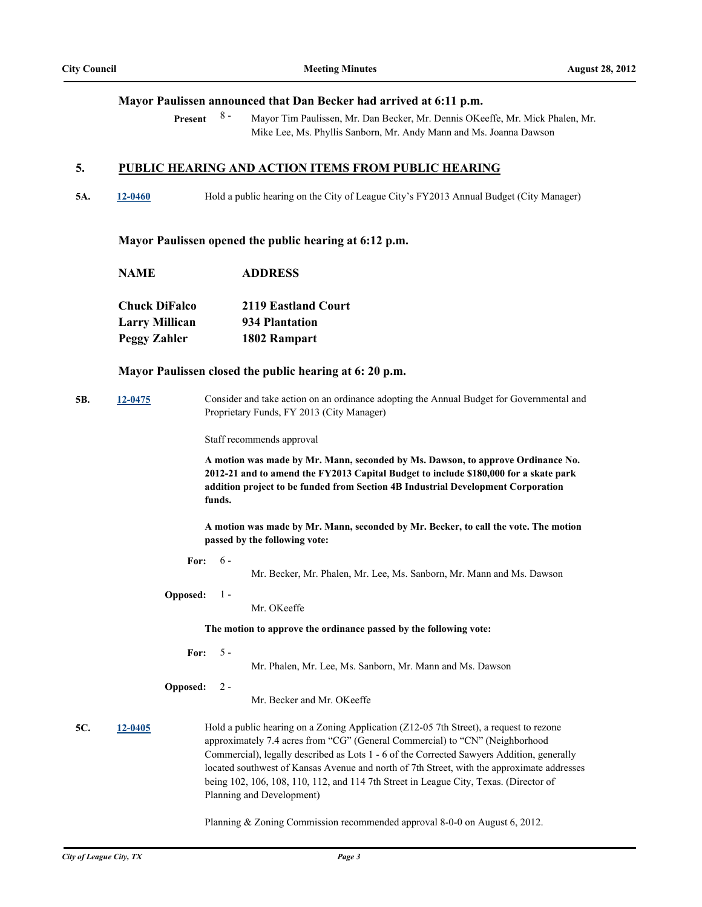**Mayor Paulissen announced that Dan Becker had arrived at 6:11 p.m.**

**Present** 8 - Mayor Tim Paulissen, Mr. Dan Becker, Mr. Dennis OKeeffe, Mr. Mick Phalen, Mr. Mike Lee, Ms. Phyllis Sanborn, Mr. Andy Mann and Ms. Joanna Dawson

## 5. PUBLIC HEARING AND ACTION ITEMS FROM PUBLIC HEARING

**5A.** **12-0460** Hold a public hearing on the City of League City's FY2013 Annual Budget (City Manager)

**Mayor Paulissen opened the public hearing at 6:12 p.m.**

| NAME | ADDRESS |
|---|---|
| **Chuck DiFalco** | **2119 Eastland Court** |
| **Larry Millican** | **934 Plantation** |
| **Peggy Zahler** | **1802 Rampart** |

**Mayor Paulissen closed the public hearing at 6: 20 p.m.**

**5B.** **12-0475** Consider and take action on an ordinance adopting the Annual Budget for Governmental and Proprietary Funds, FY 2013 (City Manager)

Staff recommends approval

**A motion was made by Mr. Mann, seconded by Ms. Dawson, to approve Ordinance No. 2012-21 and to amend the FY2013 Capital Budget to include $180,000 for a skate park addition project to be funded from Section 4B Industrial Development Corporation funds.**

**A motion was made by Mr. Mann, seconded by Mr. Becker, to call the vote. The motion passed by the following vote:**

**For:** 6 - Mr. Becker, Mr. Phalen, Mr. Lee, Ms. Sanborn, Mr. Mann and Ms. Dawson

**Opposed:** 1 - Mr. OKeeffe

**The motion to approve the ordinance passed by the following vote:**

**For:** 5 - Mr. Phalen, Mr. Lee, Ms. Sanborn, Mr. Mann and Ms. Dawson

**Opposed:** 2 - Mr. Becker and Mr. OKeeffe

**5C.** **12-0405** Hold a public hearing on a Zoning Application (Z12-05 7th Street), a request to rezone approximately 7.4 acres from "CG" (General Commercial) to "CN" (Neighborhood Commercial), legally described as Lots 1 - 6 of the Corrected Sawyers Addition, generally located southwest of Kansas Avenue and north of 7th Street, with the approximate addresses being 102, 106, 108, 110, 112, and 114 7th Street in League City, Texas. (Director of Planning and Development)

Planning & Zoning Commission recommended approval 8-0-0 on August 6, 2012.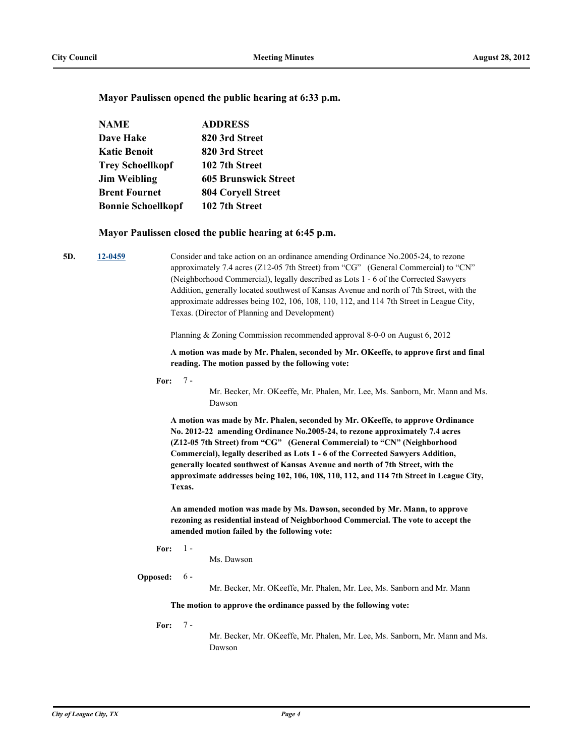**Mayor Paulissen opened the public hearing at 6:33 p.m.**

| NAME | ADDRESS |
|---|---|
| Dave Hake | 820 3rd Street |
| Katie Benoit | 820 3rd Street |
| Trey Schoellkopf | 102 7th Street |
| Jim Weibling | 605 Brunswick Street |
| Brent Fournet | 804 Coryell Street |
| Bonnie Schoellkopf | 102 7th Street |

**Mayor Paulissen closed the public hearing at 6:45 p.m.**

**5D.** 12-0459

Consider and take action on an ordinance amending Ordinance No.2005-24, to rezone approximately 7.4 acres (Z12-05 7th Street) from "CG" (General Commercial) to "CN" (Neighborhood Commercial), legally described as Lots 1 - 6 of the Corrected Sawyers Addition, generally located southwest of Kansas Avenue and north of 7th Street, with the approximate addresses being 102, 106, 108, 110, 112, and 114 7th Street in League City, Texas. (Director of Planning and Development)

Planning & Zoning Commission recommended approval 8-0-0 on August 6, 2012

**A motion was made by Mr. Phalen, seconded by Mr. OKeeffe, to approve first and final reading. The motion passed by the following vote:**

**For:** 7 - Mr. Becker, Mr. OKeeffe, Mr. Phalen, Mr. Lee, Ms. Sanborn, Mr. Mann and Ms. Dawson

**A motion was made by Mr. Phalen, seconded by Mr. OKeeffe, to approve Ordinance No. 2012-22 amending Ordinance No.2005-24, to rezone approximately 7.4 acres (Z12-05 7th Street) from "CG" (General Commercial) to "CN" (Neighborhood Commercial), legally described as Lots 1 - 6 of the Corrected Sawyers Addition, generally located southwest of Kansas Avenue and north of 7th Street, with the approximate addresses being 102, 106, 108, 110, 112, and 114 7th Street in League City, Texas.**

**An amended motion was made by Ms. Dawson, seconded by Mr. Mann, to approve rezoning as residential instead of Neighborhood Commercial. The vote to accept the amended motion failed by the following vote:**

**For:** 1 - Ms. Dawson

**Opposed:** 6 - Mr. Becker, Mr. OKeeffe, Mr. Phalen, Mr. Lee, Ms. Sanborn and Mr. Mann

**The motion to approve the ordinance passed by the following vote:**

**For:** 7 - Mr. Becker, Mr. OKeeffe, Mr. Phalen, Mr. Lee, Ms. Sanborn, Mr. Mann and Ms. Dawson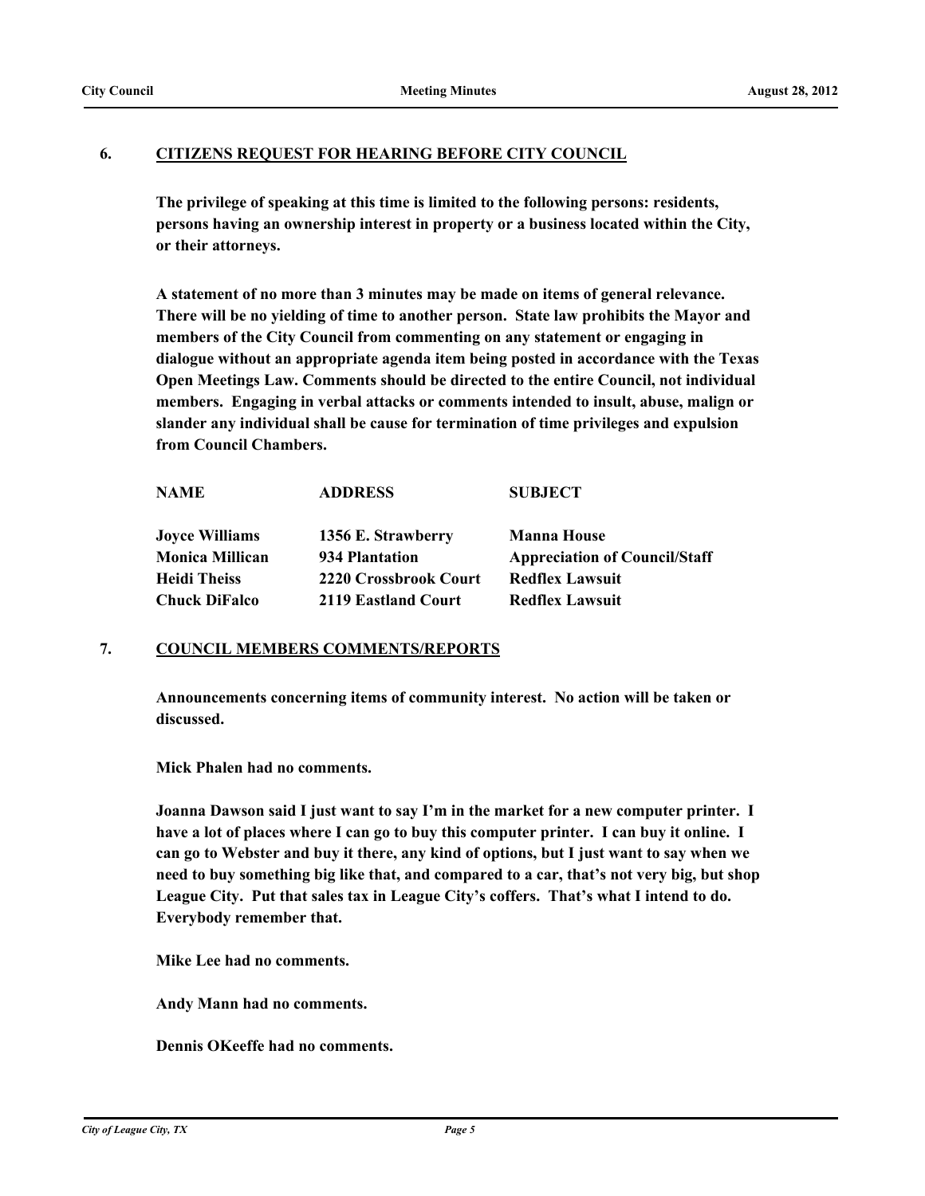## 6. CITIZENS REQUEST FOR HEARING BEFORE CITY COUNCIL

**The privilege of speaking at this time is limited to the following persons: residents, persons having an ownership interest in property or a business located within the City, or their attorneys.**

**A statement of no more than 3 minutes may be made on items of general relevance. There will be no yielding of time to another person. State law prohibits the Mayor and members of the City Council from commenting on any statement or engaging in dialogue without an appropriate agenda item being posted in accordance with the Texas Open Meetings Law. Comments should be directed to the entire Council, not individual members. Engaging in verbal attacks or comments intended to insult, abuse, malign or slander any individual shall be cause for termination of time privileges and expulsion from Council Chambers.**

| NAME | ADDRESS | SUBJECT |
|---|---|---|
| Joyce Williams | 1356 E. Strawberry | Manna House |
| Monica Millican | 934 Plantation | Appreciation of Council/Staff |
| Heidi Theiss | 2220 Crossbrook Court | Redflex Lawsuit |
| Chuck DiFalco | 2119 Eastland Court | Redflex Lawsuit |

## 7. COUNCIL MEMBERS COMMENTS/REPORTS

**Announcements concerning items of community interest. No action will be taken or discussed.**

**Mick Phalen had no comments.**

**Joanna Dawson said I just want to say I'm in the market for a new computer printer. I have a lot of places where I can go to buy this computer printer. I can buy it online. I can go to Webster and buy it there, any kind of options, but I just want to say when we need to buy something big like that, and compared to a car, that's not very big, but shop League City. Put that sales tax in League City's coffers. That's what I intend to do. Everybody remember that.**

**Mike Lee had no comments.**

**Andy Mann had no comments.**

**Dennis OKeeffe had no comments.**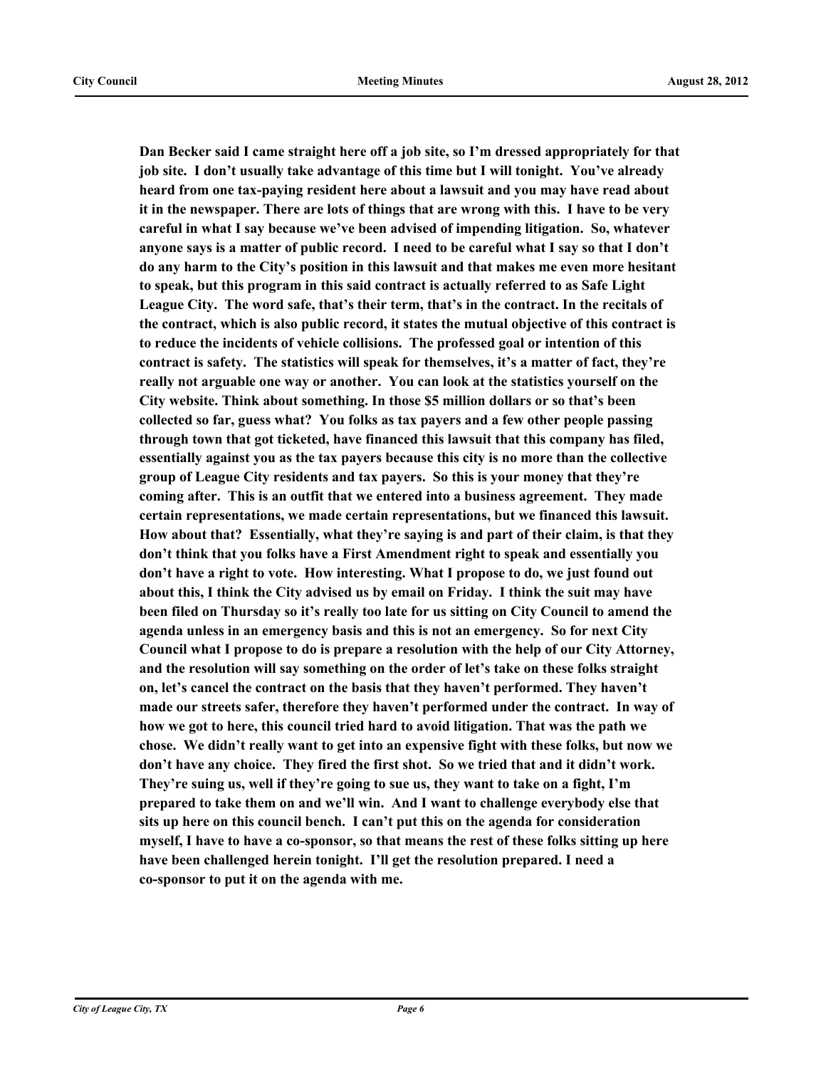**Dan Becker said I came straight here off a job site, so I'm dressed appropriately for that job site. I don't usually take advantage of this time but I will tonight. You've already heard from one tax-paying resident here about a lawsuit and you may have read about it in the newspaper. There are lots of things that are wrong with this. I have to be very careful in what I say because we've been advised of impending litigation. So, whatever anyone says is a matter of public record. I need to be careful what I say so that I don't do any harm to the City's position in this lawsuit and that makes me even more hesitant to speak, but this program in this said contract is actually referred to as Safe Light League City. The word safe, that's their term, that's in the contract. In the recitals of the contract, which is also public record, it states the mutual objective of this contract is to reduce the incidents of vehicle collisions. The professed goal or intention of this contract is safety. The statistics will speak for themselves, it's a matter of fact, they're really not arguable one way or another. You can look at the statistics yourself on the City website. Think about something. In those $5 million dollars or so that's been collected so far, guess what? You folks as tax payers and a few other people passing through town that got ticketed, have financed this lawsuit that this company has filed, essentially against you as the tax payers because this city is no more than the collective group of League City residents and tax payers. So this is your money that they're coming after. This is an outfit that we entered into a business agreement. They made certain representations, we made certain representations, but we financed this lawsuit. How about that? Essentially, what they're saying is and part of their claim, is that they don't think that you folks have a First Amendment right to speak and essentially you don't have a right to vote. How interesting. What I propose to do, we just found out about this, I think the City advised us by email on Friday. I think the suit may have been filed on Thursday so it's really too late for us sitting on City Council to amend the agenda unless in an emergency basis and this is not an emergency. So for next City Council what I propose to do is prepare a resolution with the help of our City Attorney, and the resolution will say something on the order of let's take on these folks straight on, let's cancel the contract on the basis that they haven't performed. They haven't made our streets safer, therefore they haven't performed under the contract. In way of how we got to here, this council tried hard to avoid litigation. That was the path we chose. We didn't really want to get into an expensive fight with these folks, but now we don't have any choice. They fired the first shot. So we tried that and it didn't work. They're suing us, well if they're going to sue us, they want to take on a fight, I'm prepared to take them on and we'll win. And I want to challenge everybody else that sits up here on this council bench. I can't put this on the agenda for consideration myself, I have to have a co-sponsor, so that means the rest of these folks sitting up here have been challenged herein tonight. I'll get the resolution prepared. I need a co-sponsor to put it on the agenda with me.**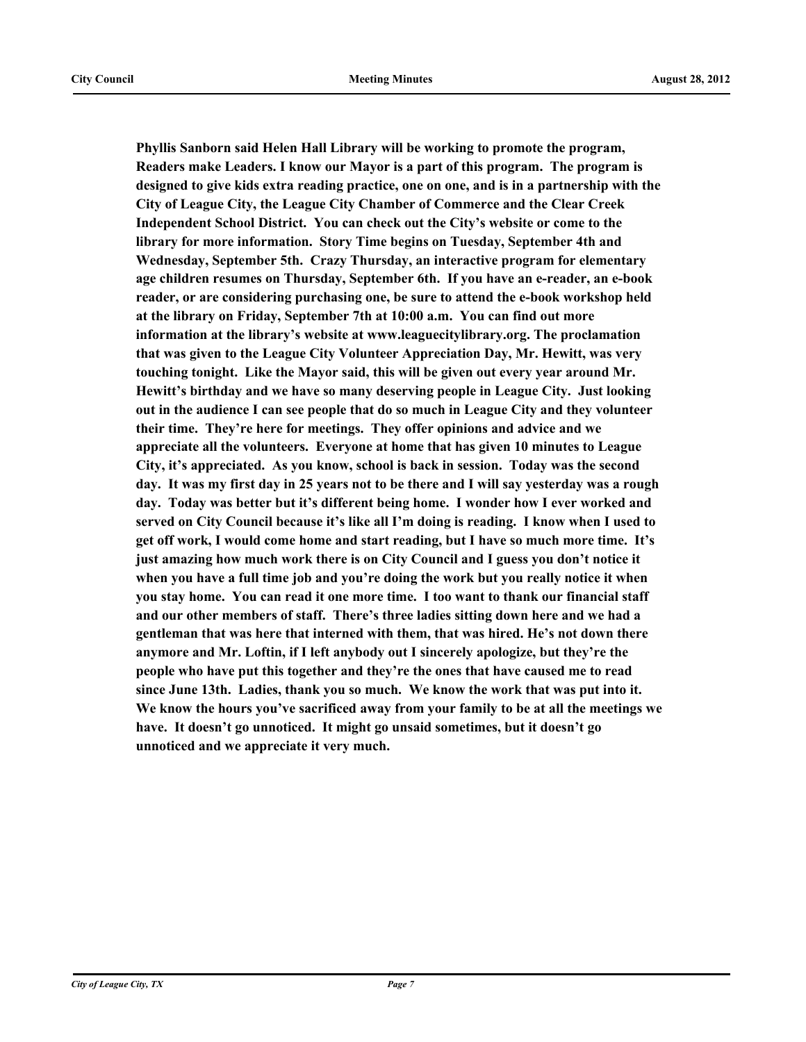**Phyllis Sanborn said Helen Hall Library will be working to promote the program, Readers make Leaders. I know our Mayor is a part of this program. The program is designed to give kids extra reading practice, one on one, and is in a partnership with the City of League City, the League City Chamber of Commerce and the Clear Creek Independent School District. You can check out the City's website or come to the library for more information. Story Time begins on Tuesday, September 4th and Wednesday, September 5th. Crazy Thursday, an interactive program for elementary age children resumes on Thursday, September 6th. If you have an e-reader, an e-book reader, or are considering purchasing one, be sure to attend the e-book workshop held at the library on Friday, September 7th at 10:00 a.m. You can find out more information at the library's website at www.leaguecitylibrary.org. The proclamation that was given to the League City Volunteer Appreciation Day, Mr. Hewitt, was very touching tonight. Like the Mayor said, this will be given out every year around Mr. Hewitt's birthday and we have so many deserving people in League City. Just looking out in the audience I can see people that do so much in League City and they volunteer their time. They're here for meetings. They offer opinions and advice and we appreciate all the volunteers. Everyone at home that has given 10 minutes to League City, it's appreciated. As you know, school is back in session. Today was the second day. It was my first day in 25 years not to be there and I will say yesterday was a rough day. Today was better but it's different being home. I wonder how I ever worked and served on City Council because it's like all I'm doing is reading. I know when I used to get off work, I would come home and start reading, but I have so much more time. It's just amazing how much work there is on City Council and I guess you don't notice it when you have a full time job and you're doing the work but you really notice it when you stay home. You can read it one more time. I too want to thank our financial staff and our other members of staff. There's three ladies sitting down here and we had a gentleman that was here that interned with them, that was hired. He's not down there anymore and Mr. Loftin, if I left anybody out I sincerely apologize, but they're the people who have put this together and they're the ones that have caused me to read since June 13th. Ladies, thank you so much. We know the work that was put into it. We know the hours you've sacrificed away from your family to be at all the meetings we have. It doesn't go unnoticed. It might go unsaid sometimes, but it doesn't go unnoticed and we appreciate it very much.**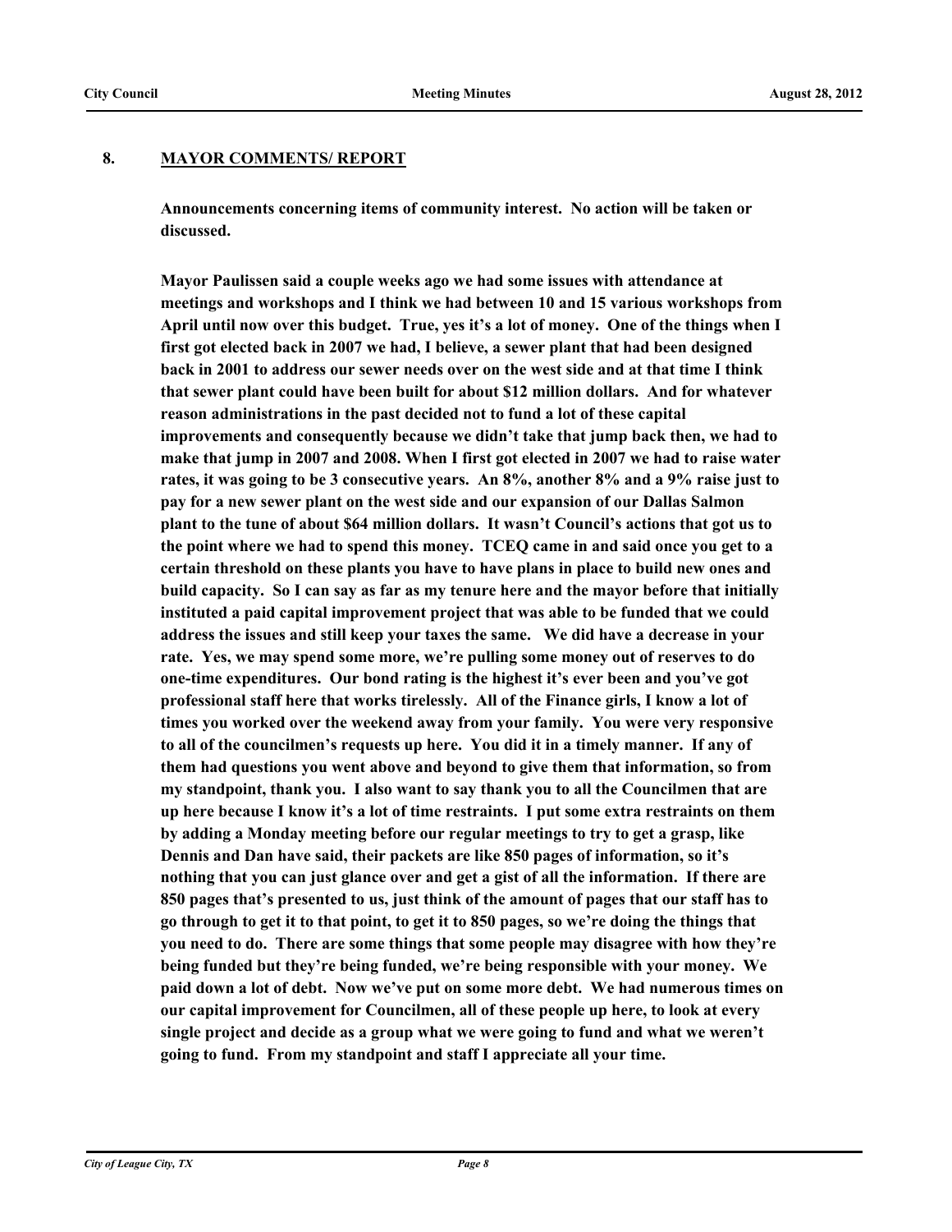## 8. MAYOR COMMENTS/ REPORT

**Announcements concerning items of community interest. No action will be taken or discussed.**

**Mayor Paulissen said a couple weeks ago we had some issues with attendance at meetings and workshops and I think we had between 10 and 15 various workshops from April until now over this budget. True, yes it's a lot of money. One of the things when I first got elected back in 2007 we had, I believe, a sewer plant that had been designed back in 2001 to address our sewer needs over on the west side and at that time I think that sewer plant could have been built for about $12 million dollars. And for whatever reason administrations in the past decided not to fund a lot of these capital improvements and consequently because we didn't take that jump back then, we had to make that jump in 2007 and 2008. When I first got elected in 2007 we had to raise water rates, it was going to be 3 consecutive years. An 8%, another 8% and a 9% raise just to pay for a new sewer plant on the west side and our expansion of our Dallas Salmon plant to the tune of about $64 million dollars. It wasn't Council's actions that got us to the point where we had to spend this money. TCEQ came in and said once you get to a certain threshold on these plants you have to have plans in place to build new ones and build capacity. So I can say as far as my tenure here and the mayor before that initially instituted a paid capital improvement project that was able to be funded that we could address the issues and still keep your taxes the same. We did have a decrease in your rate. Yes, we may spend some more, we're pulling some money out of reserves to do one-time expenditures. Our bond rating is the highest it's ever been and you've got professional staff here that works tirelessly. All of the Finance girls, I know a lot of times you worked over the weekend away from your family. You were very responsive to all of the councilmen's requests up here. You did it in a timely manner. If any of them had questions you went above and beyond to give them that information, so from my standpoint, thank you. I also want to say thank you to all the Councilmen that are up here because I know it's a lot of time restraints. I put some extra restraints on them by adding a Monday meeting before our regular meetings to try to get a grasp, like Dennis and Dan have said, their packets are like 850 pages of information, so it's nothing that you can just glance over and get a gist of all the information. If there are 850 pages that's presented to us, just think of the amount of pages that our staff has to go through to get it to that point, to get it to 850 pages, so we're doing the things that you need to do. There are some things that some people may disagree with how they're being funded but they're being funded, we're being responsible with your money. We paid down a lot of debt. Now we've put on some more debt. We had numerous times on our capital improvement for Councilmen, all of these people up here, to look at every single project and decide as a group what we were going to fund and what we weren't going to fund. From my standpoint and staff I appreciate all your time.**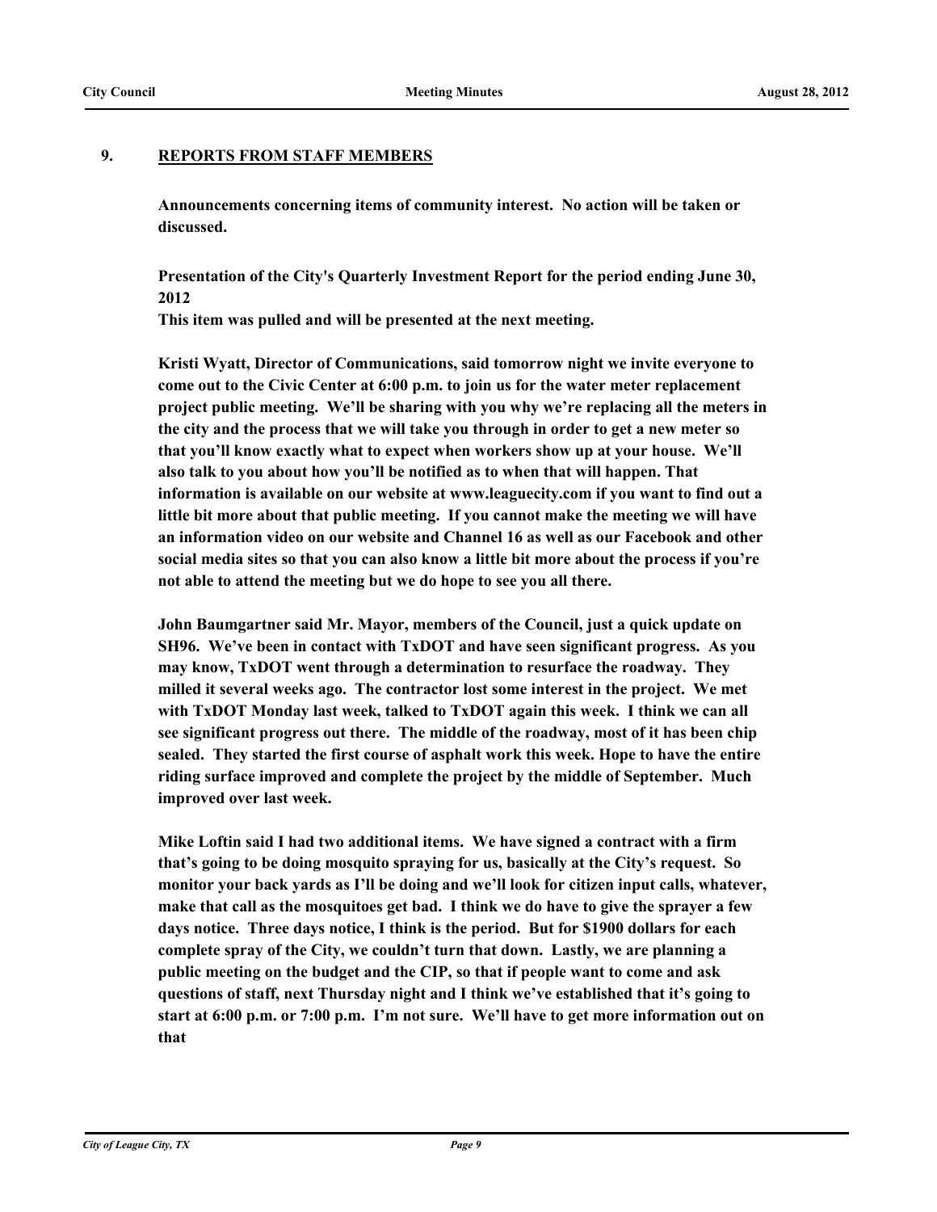## 9. REPORTS FROM STAFF MEMBERS

**Announcements concerning items of community interest. No action will be taken or discussed.**

**Presentation of the City's Quarterly Investment Report for the period ending June 30, 2012**

**This item was pulled and will be presented at the next meeting.**

**Kristi Wyatt, Director of Communications, said tomorrow night we invite everyone to come out to the Civic Center at 6:00 p.m. to join us for the water meter replacement project public meeting. We'll be sharing with you why we're replacing all the meters in the city and the process that we will take you through in order to get a new meter so that you'll know exactly what to expect when workers show up at your house. We'll also talk to you about how you'll be notified as to when that will happen. That information is available on our website at www.leaguecity.com if you want to find out a little bit more about that public meeting. If you cannot make the meeting we will have an information video on our website and Channel 16 as well as our Facebook and other social media sites so that you can also know a little bit more about the process if you're not able to attend the meeting but we do hope to see you all there.**

**John Baumgartner said Mr. Mayor, members of the Council, just a quick update on SH96. We've been in contact with TxDOT and have seen significant progress. As you may know, TxDOT went through a determination to resurface the roadway. They milled it several weeks ago. The contractor lost some interest in the project. We met with TxDOT Monday last week, talked to TxDOT again this week. I think we can all see significant progress out there. The middle of the roadway, most of it has been chip sealed. They started the first course of asphalt work this week. Hope to have the entire riding surface improved and complete the project by the middle of September. Much improved over last week.**

**Mike Loftin said I had two additional items. We have signed a contract with a firm that's going to be doing mosquito spraying for us, basically at the City's request. So monitor your back yards as I'll be doing and we'll look for citizen input calls, whatever, make that call as the mosquitoes get bad. I think we do have to give the sprayer a few days notice. Three days notice, I think is the period. But for $1900 dollars for each complete spray of the City, we couldn't turn that down. Lastly, we are planning a public meeting on the budget and the CIP, so that if people want to come and ask questions of staff, next Thursday night and I think we've established that it's going to start at 6:00 p.m. or 7:00 p.m. I'm not sure. We'll have to get more information out on that**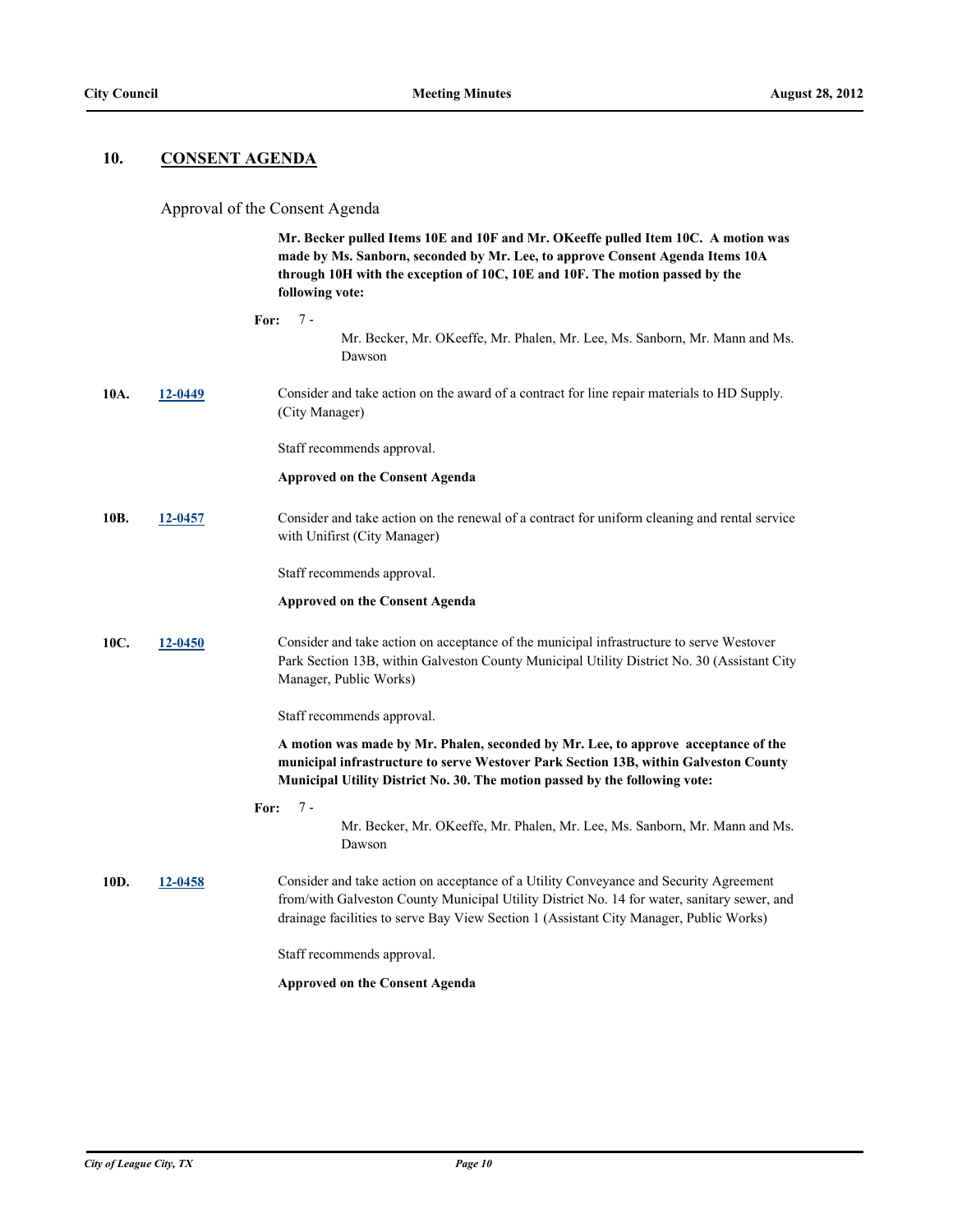## 10. CONSENT AGENDA

Approval of the Consent Agenda

**Mr. Becker pulled Items 10E and 10F and Mr. OKeeffe pulled Item 10C. A motion was made by Ms. Sanborn, seconded by Mr. Lee, to approve Consent Agenda Items 10A through 10H with the exception of 10C, 10E and 10F. The motion passed by the following vote:**

**For:** 7 - Mr. Becker, Mr. OKeeffe, Mr. Phalen, Mr. Lee, Ms. Sanborn, Mr. Mann and Ms. Dawson

**10A.** 12-0449 Consider and take action on the award of a contract for line repair materials to HD Supply. (City Manager)

Staff recommends approval.

**Approved on the Consent Agenda**

**10B.** 12-0457 Consider and take action on the renewal of a contract for uniform cleaning and rental service with Unifirst (City Manager)

Staff recommends approval.

**Approved on the Consent Agenda**

**10C.** 12-0450 Consider and take action on acceptance of the municipal infrastructure to serve Westover Park Section 13B, within Galveston County Municipal Utility District No. 30 (Assistant City Manager, Public Works)

Staff recommends approval.

**A motion was made by Mr. Phalen, seconded by Mr. Lee, to approve acceptance of the municipal infrastructure to serve Westover Park Section 13B, within Galveston County Municipal Utility District No. 30. The motion passed by the following vote:**

**For:** 7 - Mr. Becker, Mr. OKeeffe, Mr. Phalen, Mr. Lee, Ms. Sanborn, Mr. Mann and Ms. Dawson

**10D.** 12-0458 Consider and take action on acceptance of a Utility Conveyance and Security Agreement from/with Galveston County Municipal Utility District No. 14 for water, sanitary sewer, and drainage facilities to serve Bay View Section 1 (Assistant City Manager, Public Works)

Staff recommends approval.

**Approved on the Consent Agenda**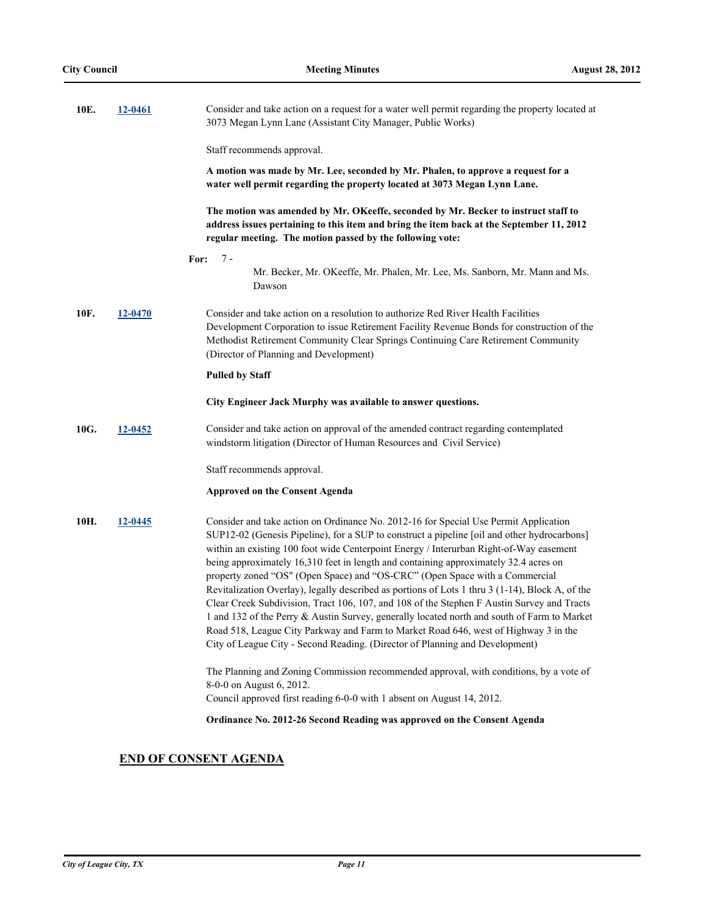**10E.** **12-0461**

Consider and take action on a request for a water well permit regarding the property located at 3073 Megan Lynn Lane (Assistant City Manager, Public Works)

Staff recommends approval.

**A motion was made by Mr. Lee, seconded by Mr. Phalen, to approve a request for a water well permit regarding the property located at 3073 Megan Lynn Lane.**

**The motion was amended by Mr. OKeeffe, seconded by Mr. Becker to instruct staff to address issues pertaining to this item and bring the item back at the September 11, 2012 regular meeting. The motion passed by the following vote:**

**For:** 7 -
Mr. Becker, Mr. OKeeffe, Mr. Phalen, Mr. Lee, Ms. Sanborn, Mr. Mann and Ms. Dawson

**10F.** **12-0470**

Consider and take action on a resolution to authorize Red River Health Facilities Development Corporation to issue Retirement Facility Revenue Bonds for construction of the Methodist Retirement Community Clear Springs Continuing Care Retirement Community (Director of Planning and Development)

**Pulled by Staff**

**City Engineer Jack Murphy was available to answer questions.**

**10G.** **12-0452**

Consider and take action on approval of the amended contract regarding contemplated windstorm litigation (Director of Human Resources and Civil Service)

Staff recommends approval.

**Approved on the Consent Agenda**

**10H.** **12-0445**

Consider and take action on Ordinance No. 2012-16 for Special Use Permit Application SUP12-02 (Genesis Pipeline), for a SUP to construct a pipeline [oil and other hydrocarbons] within an existing 100 foot wide Centerpoint Energy / Interurban Right-of-Way easement being approximately 16,310 feet in length and containing approximately 32.4 acres on property zoned "OS" (Open Space) and "OS-CRC" (Open Space with a Commercial Revitalization Overlay), legally described as portions of Lots 1 thru 3 (1-14), Block A, of the Clear Creek Subdivision, Tract 106, 107, and 108 of the Stephen F Austin Survey and Tracts 1 and 132 of the Perry & Austin Survey, generally located north and south of Farm to Market Road 518, League City Parkway and Farm to Market Road 646, west of Highway 3 in the City of League City - Second Reading. (Director of Planning and Development)

The Planning and Zoning Commission recommended approval, with conditions, by a vote of 8-0-0 on August 6, 2012.
Council approved first reading 6-0-0 with 1 absent on August 14, 2012.

**Ordinance No. 2012-26 Second Reading was approved on the Consent Agenda**

## END OF CONSENT AGENDA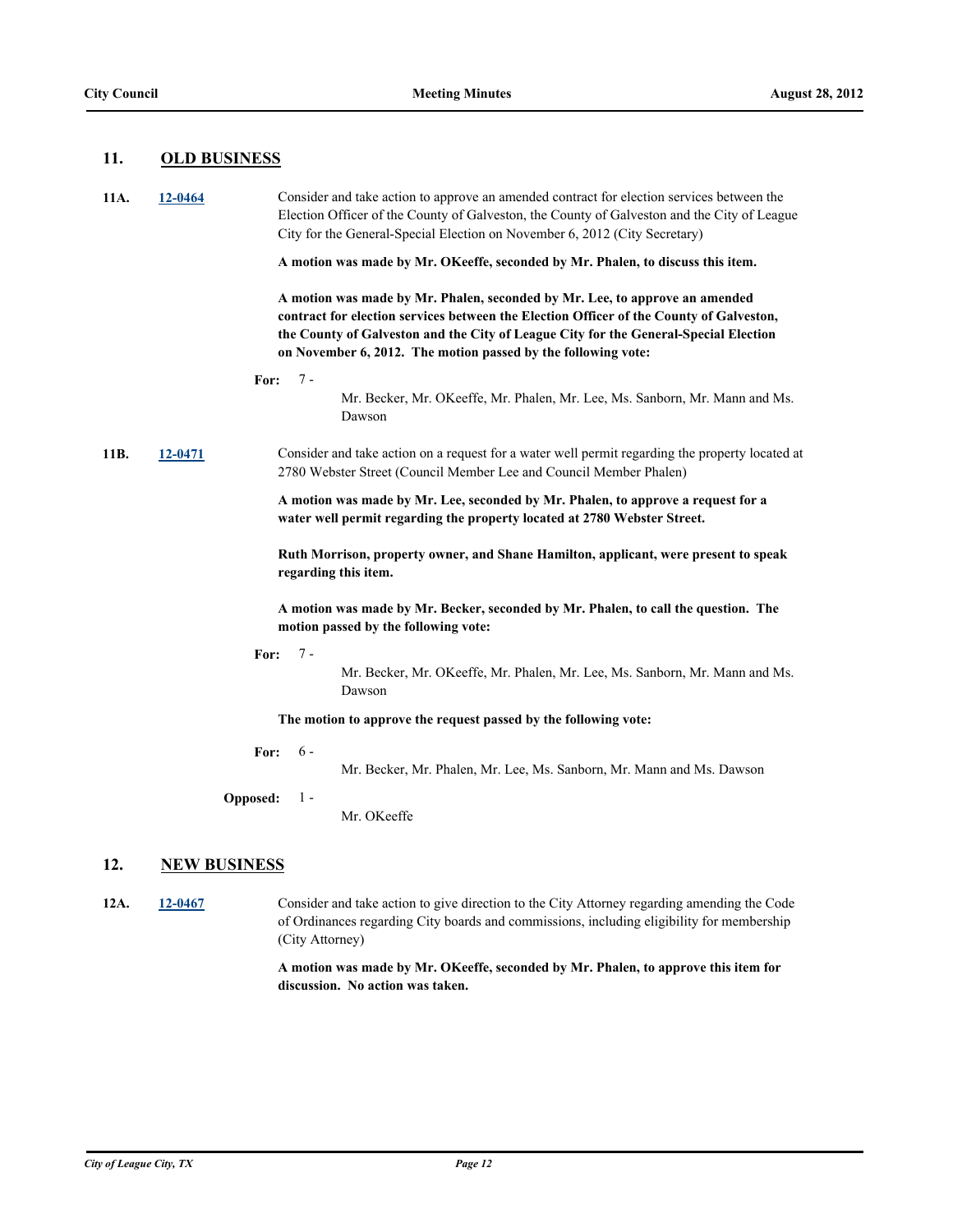## 11. OLD BUSINESS

**11A.** 12-0464

Consider and take action to approve an amended contract for election services between the Election Officer of the County of Galveston, the County of Galveston and the City of League City for the General-Special Election on November 6, 2012 (City Secretary)

**A motion was made by Mr. OKeeffe, seconded by Mr. Phalen, to discuss this item.**

**A motion was made by Mr. Phalen, seconded by Mr. Lee, to approve an amended contract for election services between the Election Officer of the County of Galveston, the County of Galveston and the City of League City for the General-Special Election on November 6, 2012. The motion passed by the following vote:**

**For:** 7 - Mr. Becker, Mr. OKeeffe, Mr. Phalen, Mr. Lee, Ms. Sanborn, Mr. Mann and Ms. Dawson

**11B.** 12-0471

Consider and take action on a request for a water well permit regarding the property located at 2780 Webster Street (Council Member Lee and Council Member Phalen)

**A motion was made by Mr. Lee, seconded by Mr. Phalen, to approve a request for a water well permit regarding the property located at 2780 Webster Street.**

**Ruth Morrison, property owner, and Shane Hamilton, applicant, were present to speak regarding this item.**

**A motion was made by Mr. Becker, seconded by Mr. Phalen, to call the question. The motion passed by the following vote:**

**For:** 7 - Mr. Becker, Mr. OKeeffe, Mr. Phalen, Mr. Lee, Ms. Sanborn, Mr. Mann and Ms. Dawson

**The motion to approve the request passed by the following vote:**

**For:** 6 - Mr. Becker, Mr. Phalen, Mr. Lee, Ms. Sanborn, Mr. Mann and Ms. Dawson

**Opposed:** 1 - Mr. OKeeffe

## 12. NEW BUSINESS

**12A.** 12-0467

Consider and take action to give direction to the City Attorney regarding amending the Code of Ordinances regarding City boards and commissions, including eligibility for membership (City Attorney)

**A motion was made by Mr. OKeeffe, seconded by Mr. Phalen, to approve this item for discussion. No action was taken.**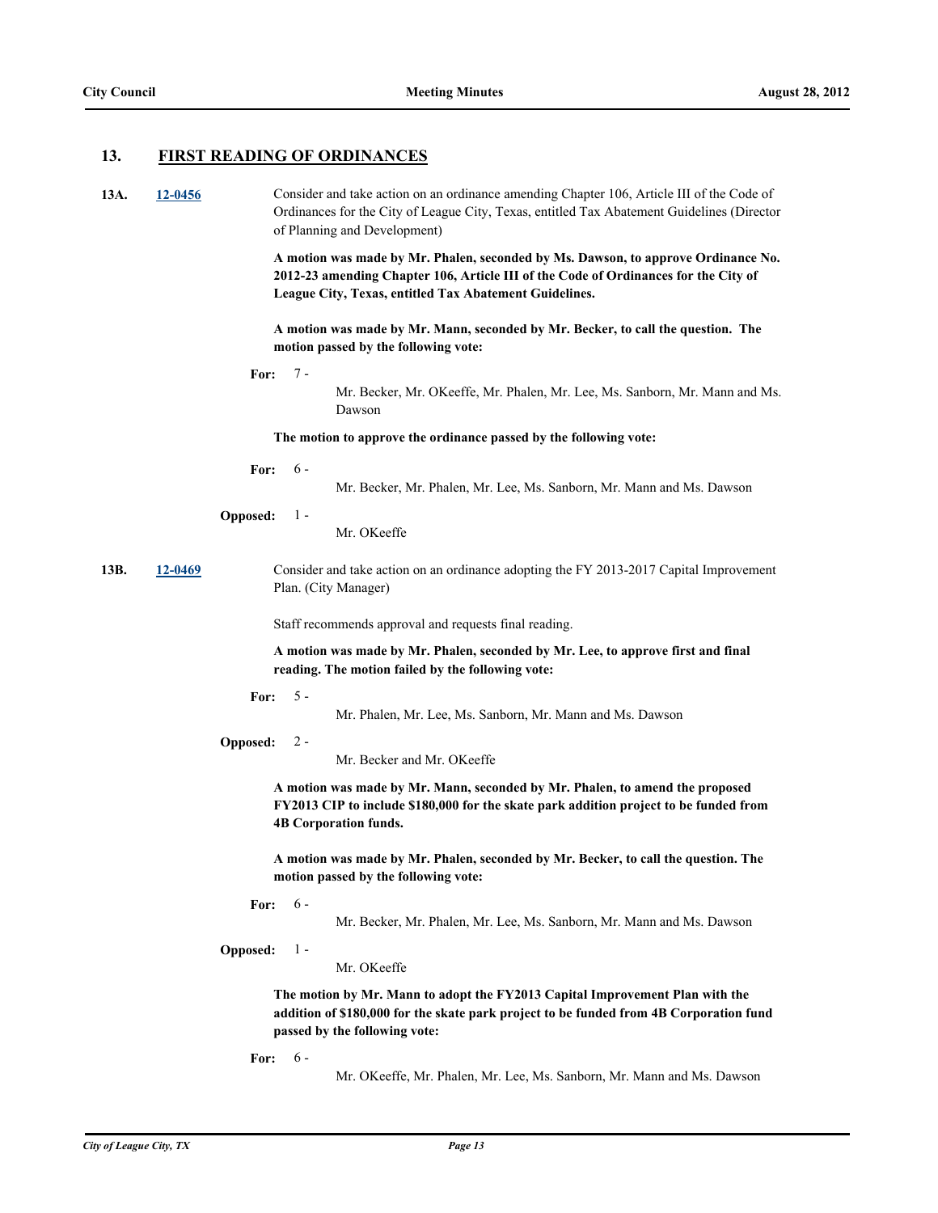## 13. FIRST READING OF ORDINANCES

**13A.** [12-0456](12-0456) Consider and take action on an ordinance amending Chapter 106, Article III of the Code of Ordinances for the City of League City, Texas, entitled Tax Abatement Guidelines (Director of Planning and Development)

**A motion was made by Mr. Phalen, seconded by Ms. Dawson, to approve Ordinance No. 2012-23 amending Chapter 106, Article III of the Code of Ordinances for the City of League City, Texas, entitled Tax Abatement Guidelines.**

**A motion was made by Mr. Mann, seconded by Mr. Becker, to call the question. The motion passed by the following vote:**

**For:** 7 - Mr. Becker, Mr. OKeeffe, Mr. Phalen, Mr. Lee, Ms. Sanborn, Mr. Mann and Ms. Dawson

**The motion to approve the ordinance passed by the following vote:**

**For:** 6 - Mr. Becker, Mr. Phalen, Mr. Lee, Ms. Sanborn, Mr. Mann and Ms. Dawson

**Opposed:** 1 - Mr. OKeeffe

**13B.** [12-0469](12-0469) Consider and take action on an ordinance adopting the FY 2013-2017 Capital Improvement Plan. (City Manager)

Staff recommends approval and requests final reading.

**A motion was made by Mr. Phalen, seconded by Mr. Lee, to approve first and final reading. The motion failed by the following vote:**

**For:** 5 - Mr. Phalen, Mr. Lee, Ms. Sanborn, Mr. Mann and Ms. Dawson

**Opposed:** 2 - Mr. Becker and Mr. OKeeffe

**A motion was made by Mr. Mann, seconded by Mr. Phalen, to amend the proposed FY2013 CIP to include $180,000 for the skate park addition project to be funded from 4B Corporation funds.**

**A motion was made by Mr. Phalen, seconded by Mr. Becker, to call the question. The motion passed by the following vote:**

**For:** 6 - Mr. Becker, Mr. Phalen, Mr. Lee, Ms. Sanborn, Mr. Mann and Ms. Dawson

**Opposed:** 1 - Mr. OKeeffe

**The motion by Mr. Mann to adopt the FY2013 Capital Improvement Plan with the addition of $180,000 for the skate park project to be funded from 4B Corporation fund passed by the following vote:**

**For:** 6 - Mr. OKeeffe, Mr. Phalen, Mr. Lee, Ms. Sanborn, Mr. Mann and Ms. Dawson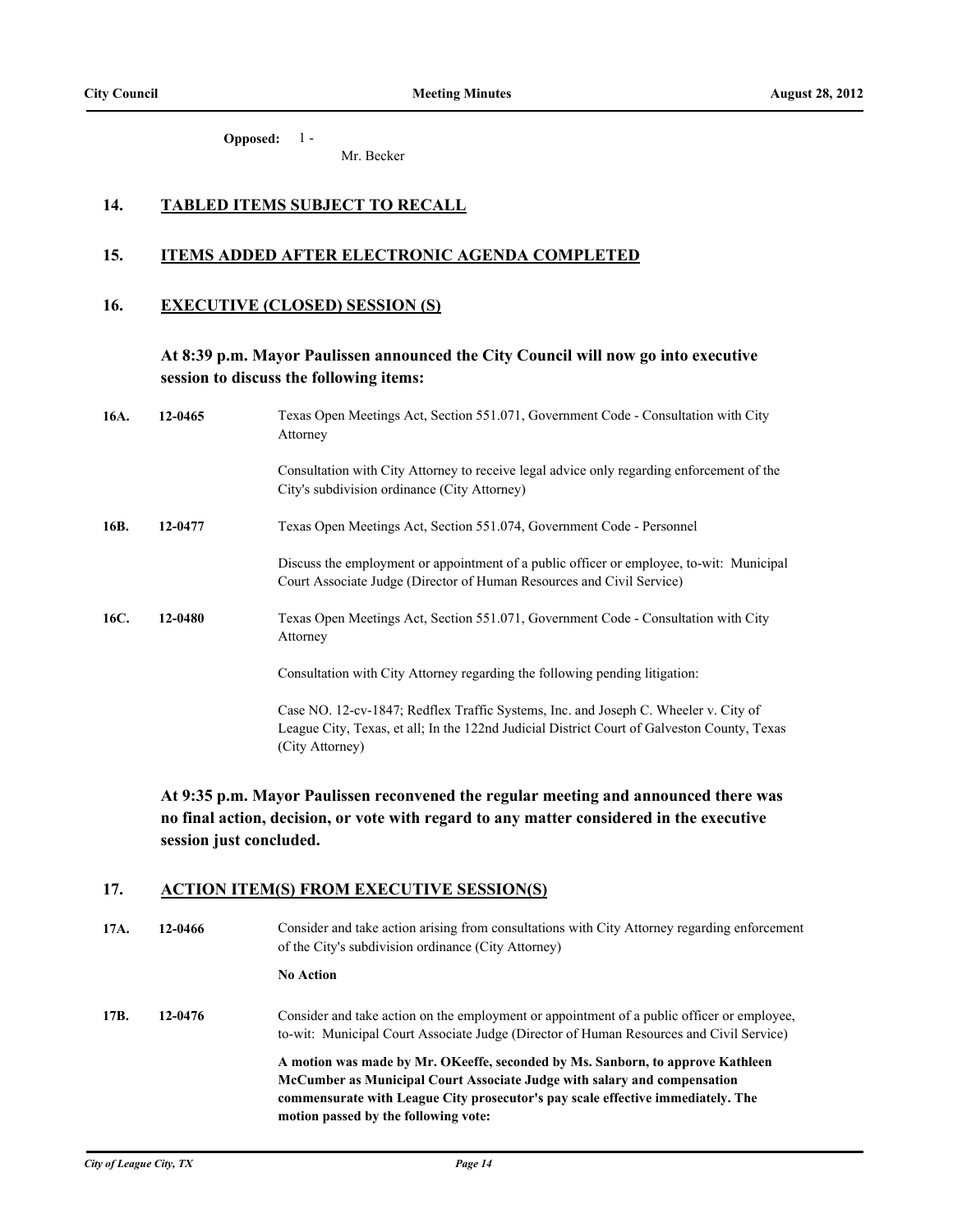**Opposed:** 1 - Mr. Becker

## 14. TABLED ITEMS SUBJECT TO RECALL

## 15. ITEMS ADDED AFTER ELECTRONIC AGENDA COMPLETED

## 16. EXECUTIVE (CLOSED) SESSION (S)

**At 8:39 p.m. Mayor Paulissen announced the City Council will now go into executive session to discuss the following items:**

**16A. 12-0465** Texas Open Meetings Act, Section 551.071, Government Code - Consultation with City Attorney

Consultation with City Attorney to receive legal advice only regarding enforcement of the City's subdivision ordinance (City Attorney)

**16B. 12-0477** Texas Open Meetings Act, Section 551.074, Government Code - Personnel

Discuss the employment or appointment of a public officer or employee, to-wit: Municipal Court Associate Judge (Director of Human Resources and Civil Service)

**16C. 12-0480** Texas Open Meetings Act, Section 551.071, Government Code - Consultation with City Attorney

Consultation with City Attorney regarding the following pending litigation:

Case NO. 12-cv-1847; Redflex Traffic Systems, Inc. and Joseph C. Wheeler v. City of League City, Texas, et all; In the 122nd Judicial District Court of Galveston County, Texas (City Attorney)

**At 9:35 p.m. Mayor Paulissen reconvened the regular meeting and announced there was no final action, decision, or vote with regard to any matter considered in the executive session just concluded.**

## 17. ACTION ITEM(S) FROM EXECUTIVE SESSION(S)

**17A. 12-0466** Consider and take action arising from consultations with City Attorney regarding enforcement of the City's subdivision ordinance (City Attorney)

**No Action**

**17B. 12-0476** Consider and take action on the employment or appointment of a public officer or employee, to-wit: Municipal Court Associate Judge (Director of Human Resources and Civil Service)

**A motion was made by Mr. OKeeffe, seconded by Ms. Sanborn, to approve Kathleen McCumber as Municipal Court Associate Judge with salary and compensation commensurate with League City prosecutor's pay scale effective immediately. The motion passed by the following vote:**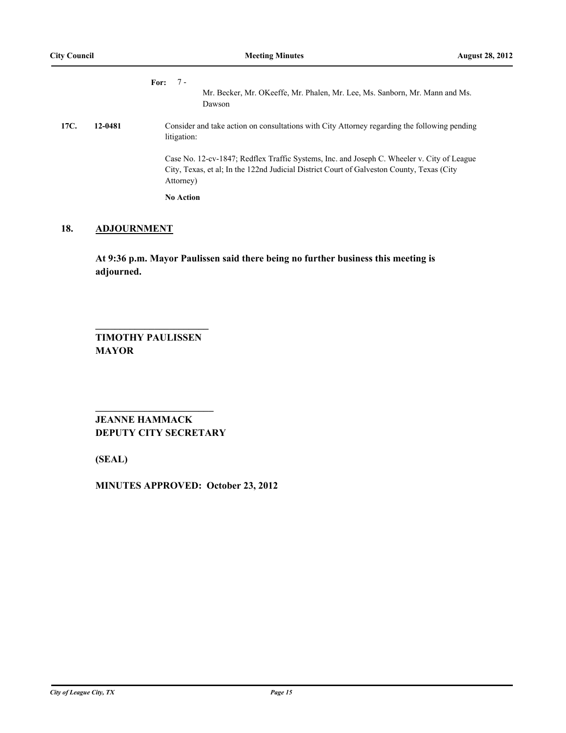**For:** 7 - Mr. Becker, Mr. OKeeffe, Mr. Phalen, Mr. Lee, Ms. Sanborn, Mr. Mann and Ms. Dawson

**17C. 12-0481** Consider and take action on consultations with City Attorney regarding the following pending litigation:

Case No. 12-cv-1847; Redflex Traffic Systems, Inc. and Joseph C. Wheeler v. City of League City, Texas, et al; In the 122nd Judicial District Court of Galveston County, Texas (City Attorney)

**No Action**

## 18. ADJOURNMENT

**At 9:36 p.m. Mayor Paulissen said there being no further business this meeting is adjourned.**

________________________

**TIMOTHY PAULISSEN**
**MAYOR**

________________________

**JEANNE HAMMACK**
**DEPUTY CITY SECRETARY**

**(SEAL)**

**MINUTES APPROVED: October 23, 2012**